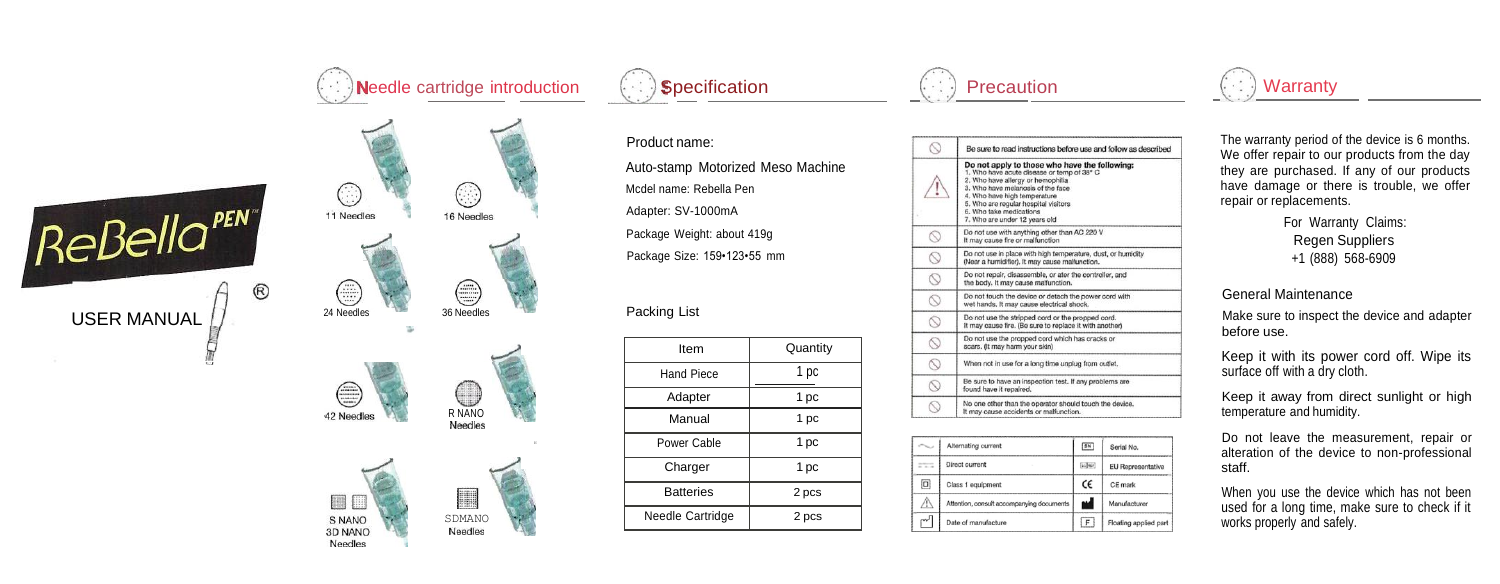# ReBella PEN™ ®

USER MANUAL

## Needle cartridge introduction

11 Needles

16 Needles

24 Needles

36 Needles

42 Needles

R NANO Needles

S NANO
3D NANO
Needles

SDMANO Needles

## Specification

Product name:

Auto-stamp Motorized Meso Machine

Mcdel name: Rebella Pen

Adapter: SV-1000mA

Package Weight: about 419g

Package Size: 159•123•55 mm

Packing List

| Item | Quantity |
|---|---|
| Hand Piece | 1 pc |
| Adapter | 1 pc |
| Manual | 1 pc |
| Power Cable | 1 pc |
| Charger | 1 pc |
| Batteries | 2 pcs |
| Needle Cartridge | 2 pcs |

## Precaution

| | |
|---|---|
| ⃠ | Be sure to read instructions before use and follow as described |
| ⚠ | **Do not apply to those who have the following:** 1. Who have acute disease or temp of 38° C 2. Who have allergy or hemophilia 3. Who have melanosis of the face 4. Who have high temperature 5. Who are regular hospital visitors 6. Who take medications 7. Who are under 12 years old |
| ⃠ | Do not use with anything other than AC 220 V It may cause fire or malfunction |
| ⃠ | Do not use in place with high temperature, dust, or humidity (Near a humidifier). It may cause malfunction. |
| ⃠ | Do not repair, disassemble, or alter the controller, and the body. It may cause malfunction. |
| ⃠ | Do not touch the device or detach the power cord with wet hands. It may cause electrical shock. |
| ⃠ | Do not use the stripped cord or the propped cord. It may cause fire. (Be sure to replace it with another) |
| ⃠ | Do not use the propped cord which has cracks or scars. (It may harm your skin) |
| ⃠ | When not in use for a long time unplug from outlet. |
| ⃠ | Be sure to have an inspection test. If any problems are found have it repaired. |
| ⃠ | No one other than the operator should touch the device. It may cause accidents or malfunction. |

| Symbol | Meaning | Symbol | Meaning |
|---|---|---|---|
| ~ | Alternating current | SN | Serial No. |
| ⎓ | Direct current | EC REP | EU Representative |
| ▣ | Class 1 equipment | CE | CE mark |
| ⚠ | Attention, consult accompanying documents | | Manufacturer |
| | Date of manufacture | F | Floating applied part |

## Warranty

The warranty period of the device is 6 months. We offer repair to our products from the day they are purchased. If any of our products have damage or there is trouble, we offer repair or replacements.

For Warranty Claims:
Regen Suppliers
+1 (888) 568-6909

General Maintenance

Make sure to inspect the device and adapter before use.

Keep it with its power cord off. Wipe its surface off with a dry cloth.

Keep it away from direct sunlight or high temperature and humidity.

Do not leave the measurement, repair or alteration of the device to non-professional staff.

When you use the device which has not been used for a long time, make sure to check if it works properly and safely.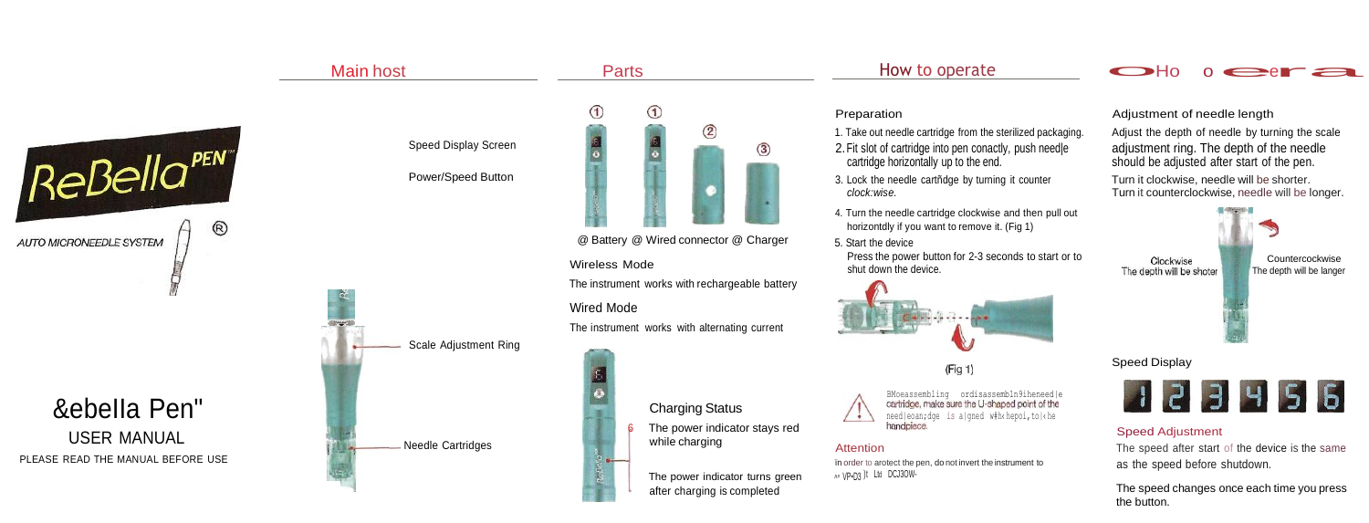## Main host

ReBella PEN™ ®

AUTO MICRONEEDLE SYSTEM

# &ebelIa Pen"

USER MANUAL

PLEASE READ THE MANUAL BEFORE USE

Speed Display Screen

Power/Speed Button

Scale Adjustment Ring

Needle Cartridges

## Parts

① ① ② ③

@ Battery @ Wired connector @ Charger

Wireless Mode

The instrument works with rechargeable battery

Wired Mode

The instrument works with alternating current

### Charging Status

The power indicator stays red while charging

The power indicator turns green after charging is completed

## How to operate

### Preparation

1. Take out needle cartridge from the sterilized packaging.
2. Fit slot of cartridge into pen conactly, push needle cartridge horizontally up to the end.
3. Lock the needle cartñdge by turning it counter *clock:wise.*
4. Turn the needle cartridge clockwise and then pull out horizontdly if you want to remove it. (Fig 1)
5. Start the device

   Press the power button for 2-3 seconds to start or to shut down the device.

(Fig 1)

BMoeassembling ordisassembln9iheneed|e cartridge, make sure the U-shaped point of the need|eoan;dge is a|gned w#h<hepoi,to|<he handpiece.

### Attention

In order to arotect the pen, do not invert the instrument to ^a^ VP•D3 )t Ltd DCJ3OW-

## OHo o er a

### Adjustment of needle length

Adjust the depth of needle by turning the scale adjustment ring. The depth of the needle should be adjusted after start of the pen.

Turn it clockwise, needle will be shorter.
Turn it counterclockwise, needle will be longer.

Clockwise
The depth will be shoter

Countercockwise
The depth will be langer

### Speed Display

1 2 3 4 5 6

### Speed Adjustment

The speed after start of the device is the same as the speed before shutdown.

The speed changes once each time you press the button.